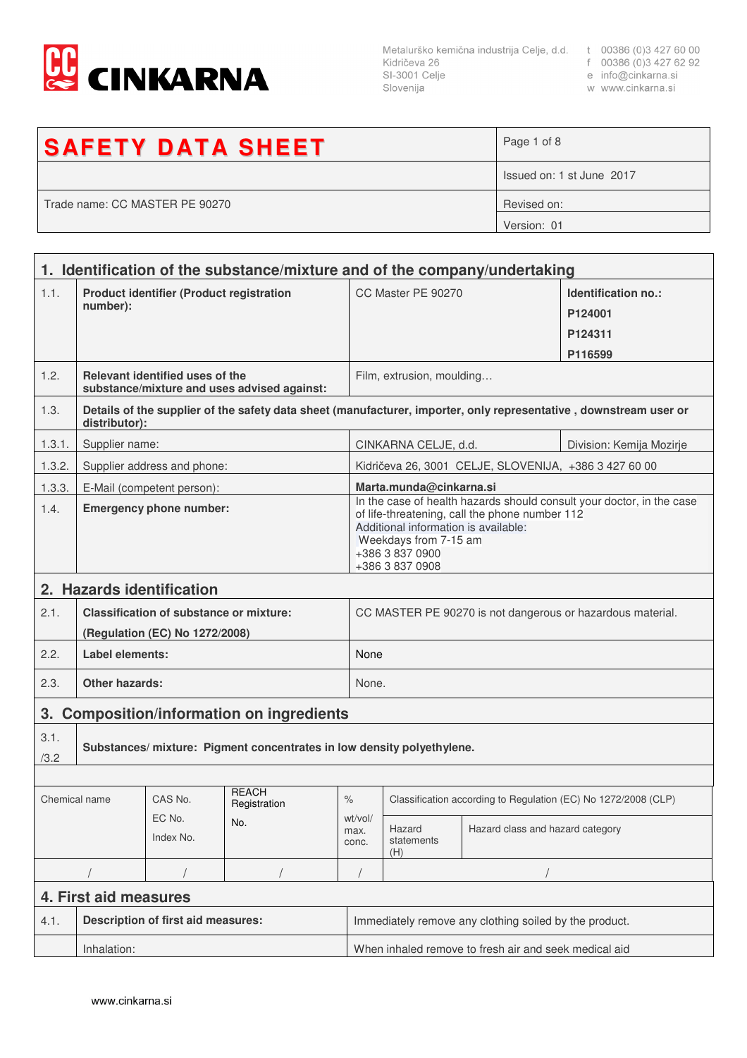**CINKARNA**

Metalurško kemična industrija Celje, d.d.
Kidričeva 26
SI-3001 Celje
Slovenija

t 00386 (0)3 427 60 00
f 00386 (0)3 427 62 92
e info@cinkarna.si
w www.cinkarna.si

| **SAFETY DATA SHEET** | |
|---|---|
| | Issued on: 1 st June 2017 |
| Trade name: CC MASTER PE 90270 | Revised on: |
| | Version: 01 |

## 1. Identification of the substance/mixture and of the company/undertaking

| | | | |
|---|---|---|---|
| 1.1. | **Product identifier (Product registration number):** | CC Master PE 90270 | **Identification no.:** **P124001** **P124311** **P116599** |
| 1.2. | **Relevant identified uses of the substance/mixture and uses advised against:** | Film, extrusion, moulding… | |
| 1.3. | **Details of the supplier of the safety data sheet (manufacturer, importer, only representative , downstream user or distributor):** | | |
| 1.3.1. | Supplier name: | CINKARNA CELJE, d.d. | Division: Kemija Mozirje |
| 1.3.2. | Supplier address and phone: | Kidričeva 26, 3001 CELJE, SLOVENIJA, +386 3 427 60 00 | |
| 1.3.3. | E-Mail (competent person): | **Marta.munda@cinkarna.si** | |
| 1.4. | **Emergency phone number:** | In the case of health hazards should consult your doctor, in the case of life-threatening, call the phone number 112<br>Additional information is available:<br>Weekdays from 7-15 am<br>+386 3 837 0900<br>+386 3 837 0908 | |

## 2. Hazards identification

| | | |
|---|---|---|
| 2.1. | **Classification of substance or mixture:** **(Regulation (EC) No 1272/2008)** | CC MASTER PE 90270 is not dangerous or hazardous material. |
| 2.2. | **Label elements:** | None |
| 2.3. | **Other hazards:** | None. |

## 3. Composition/information on ingredients

3.1. /3.2 **Substances/ mixture: Pigment concentrates in low density polyethylene.**

| Chemical name | CAS No. EC No. Index No. | REACH Registration No. | % wt/vol/ max. conc. | Classification according to Regulation (EC) No 1272/2008 (CLP) | |
|---|---|---|---|---|---|
| | | | | Hazard statements (H) | Hazard class and hazard category |
| / | / | / | / | / | |

## 4. First aid measures

| | | |
|---|---|---|
| 4.1. | **Description of first aid measures:** | Immediately remove any clothing soiled by the product. |
| | Inhalation: | When inhaled remove to fresh air and seek medical aid |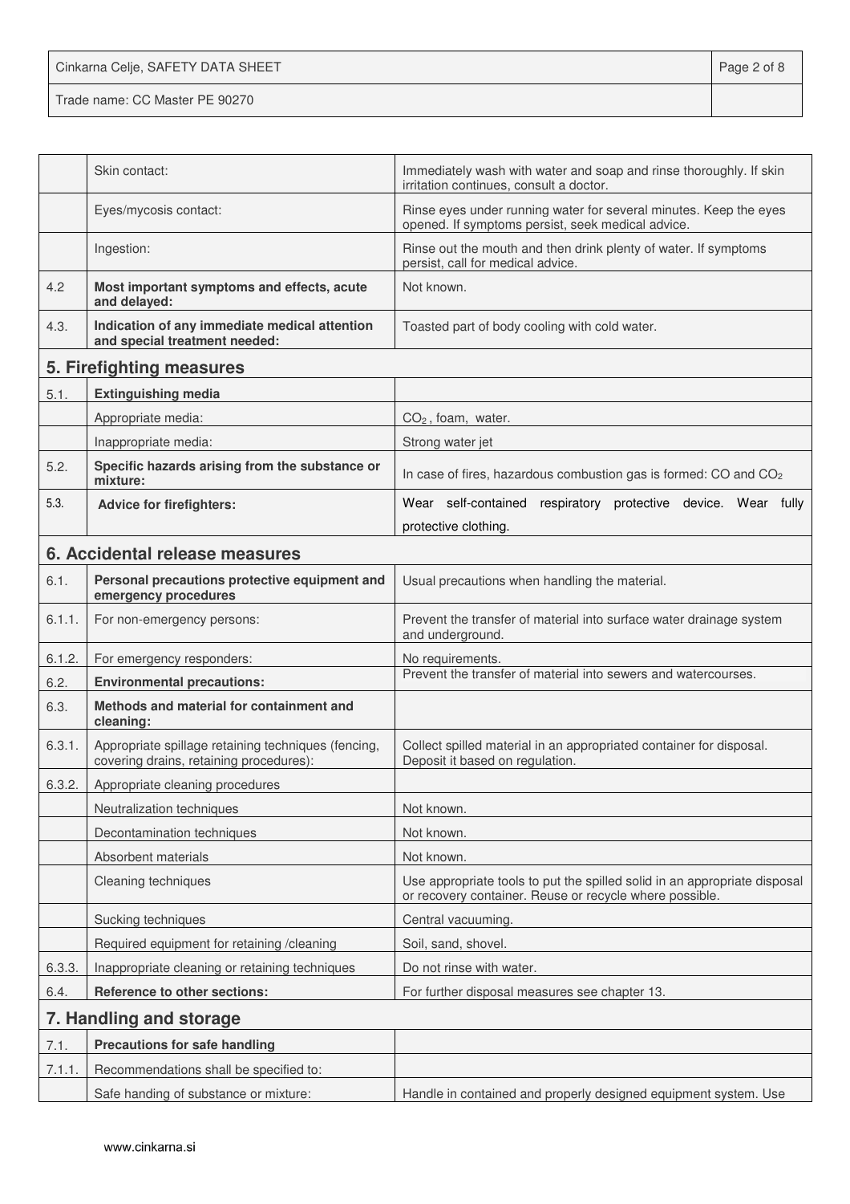|  |  |  |
| --- | --- | --- |
|  | Skin contact: | Immediately wash with water and soap and rinse thoroughly. If skin irritation continues, consult a doctor. |
|  | Eyes/mycosis contact: | Rinse eyes under running water for several minutes. Keep the eyes opened. If symptoms persist, seek medical advice. |
|  | Ingestion: | Rinse out the mouth and then drink plenty of water. If symptoms persist, call for medical advice. |
| 4.2 | **Most important symptoms and effects, acute and delayed:** | Not known. |
| 4.3. | **Indication of any immediate medical attention and special treatment needed:** | Toasted part of body cooling with cold water. |

## 5. Firefighting measures

|  |  |  |
| --- | --- | --- |
| 5.1. | **Extinguishing media** |  |
|  | Appropriate media: | $CO_2$ , foam, water. |
|  | Inappropriate media: | Strong water jet |
| 5.2. | **Specific hazards arising from the substance or mixture:** | In case of fires, hazardous combustion gas is formed: CO and $CO_2$ |
| 5.3. | **Advice for firefighters:** | Wear self-contained respiratory protective device. Wear fully protective clothing. |

## 6. Accidental release measures

|  |  |  |
| --- | --- | --- |
| 6.1. | **Personal precautions protective equipment and emergency procedures** | Usual precautions when handling the material. |
| 6.1.1. | For non-emergency persons: | Prevent the transfer of material into surface water drainage system and underground. |
| 6.1.2. | For emergency responders: | No requirements. |
| 6.2. | **Environmental precautions:** | Prevent the transfer of material into sewers and watercourses. |
| 6.3. | **Methods and material for containment and cleaning:** |  |
| 6.3.1. | Appropriate spillage retaining techniques (fencing, covering drains, retaining procedures): | Collect spilled material in an appropriated container for disposal. Deposit it based on regulation. |
| 6.3.2. | Appropriate cleaning procedures |  |
|  | Neutralization techniques | Not known. |
|  | Decontamination techniques | Not known. |
|  | Absorbent materials | Not known. |
|  | Cleaning techniques | Use appropriate tools to put the spilled solid in an appropriate disposal or recovery container. Reuse or recycle where possible. |
|  | Sucking techniques | Central vacuuming. |
|  | Required equipment for retaining /cleaning | Soil, sand, shovel. |
| 6.3.3. | Inappropriate cleaning or retaining techniques | Do not rinse with water. |
| 6.4. | **Reference to other sections:** | For further disposal measures see chapter 13. |

## 7. Handling and storage

|  |  |  |
| --- | --- | --- |
| 7.1. | **Precautions for safe handling** |  |
| 7.1.1. | Recommendations shall be specified to: |  |
|  | Safe handing of substance or mixture: | Handle in contained and properly designed equipment system. Use |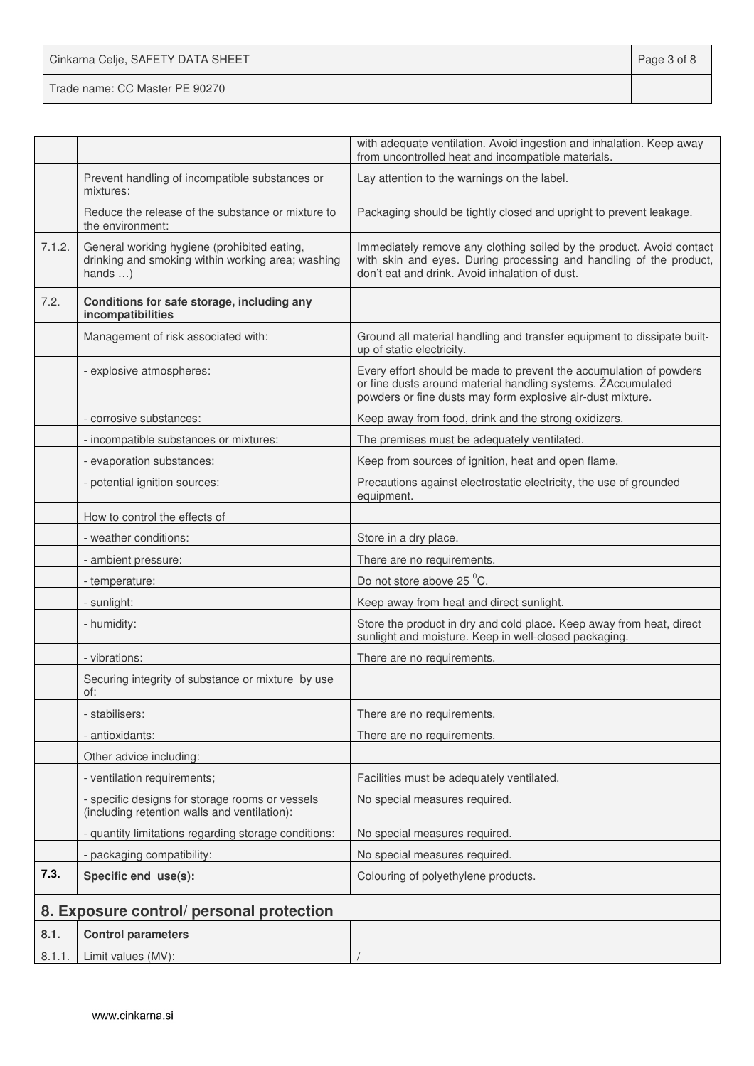| | | |
|---|---|---|
| | | with adequate ventilation. Avoid ingestion and inhalation. Keep away from uncontrolled heat and incompatible materials. |
| | Prevent handling of incompatible substances or mixtures: | Lay attention to the warnings on the label. |
| | Reduce the release of the substance or mixture to the environment: | Packaging should be tightly closed and upright to prevent leakage. |
| 7.1.2. | General working hygiene (prohibited eating, drinking and smoking within working area; washing hands …) | Immediately remove any clothing soiled by the product. Avoid contact with skin and eyes. During processing and handling of the product, don't eat and drink. Avoid inhalation of dust. |
| 7.2. | **Conditions for safe storage, including any incompatibilities** | |
| | Management of risk associated with: | Ground all material handling and transfer equipment to dissipate built-up of static electricity. |
| | - explosive atmospheres: | Every effort should be made to prevent the accumulation of powders or fine dusts around material handling systems. ŽAccumulated powders or fine dusts may form explosive air-dust mixture. |
| | - corrosive substances: | Keep away from food, drink and the strong oxidizers. |
| | - incompatible substances or mixtures: | The premises must be adequately ventilated. |
| | - evaporation substances: | Keep from sources of ignition, heat and open flame. |
| | - potential ignition sources: | Precautions against electrostatic electricity, the use of grounded equipment. |
| | How to control the effects of | |
| | - weather conditions: | Store in a dry place. |
| | - ambient pressure: | There are no requirements. |
| | - temperature: | Do not store above 25 $^0$C. |
| | - sunlight: | Keep away from heat and direct sunlight. |
| | - humidity: | Store the product in dry and cold place. Keep away from heat, direct sunlight and moisture. Keep in well-closed packaging. |
| | - vibrations: | There are no requirements. |
| | Securing integrity of substance or mixture by use of: | |
| | - stabilisers: | There are no requirements. |
| | - antioxidants: | There are no requirements. |
| | Other advice including: | |
| | - ventilation requirements; | Facilities must be adequately ventilated. |
| | - specific designs for storage rooms or vessels (including retention walls and ventilation): | No special measures required. |
| | - quantity limitations regarding storage conditions: | No special measures required. |
| | - packaging compatibility: | No special measures required. |
| **7.3.** | **Specific end use(s):** | Colouring of polyethylene products. |

## 8. Exposure control/ personal protection

| | | |
|---|---|---|
| **8.1.** | **Control parameters** | |
| 8.1.1. | Limit values (MV): | / |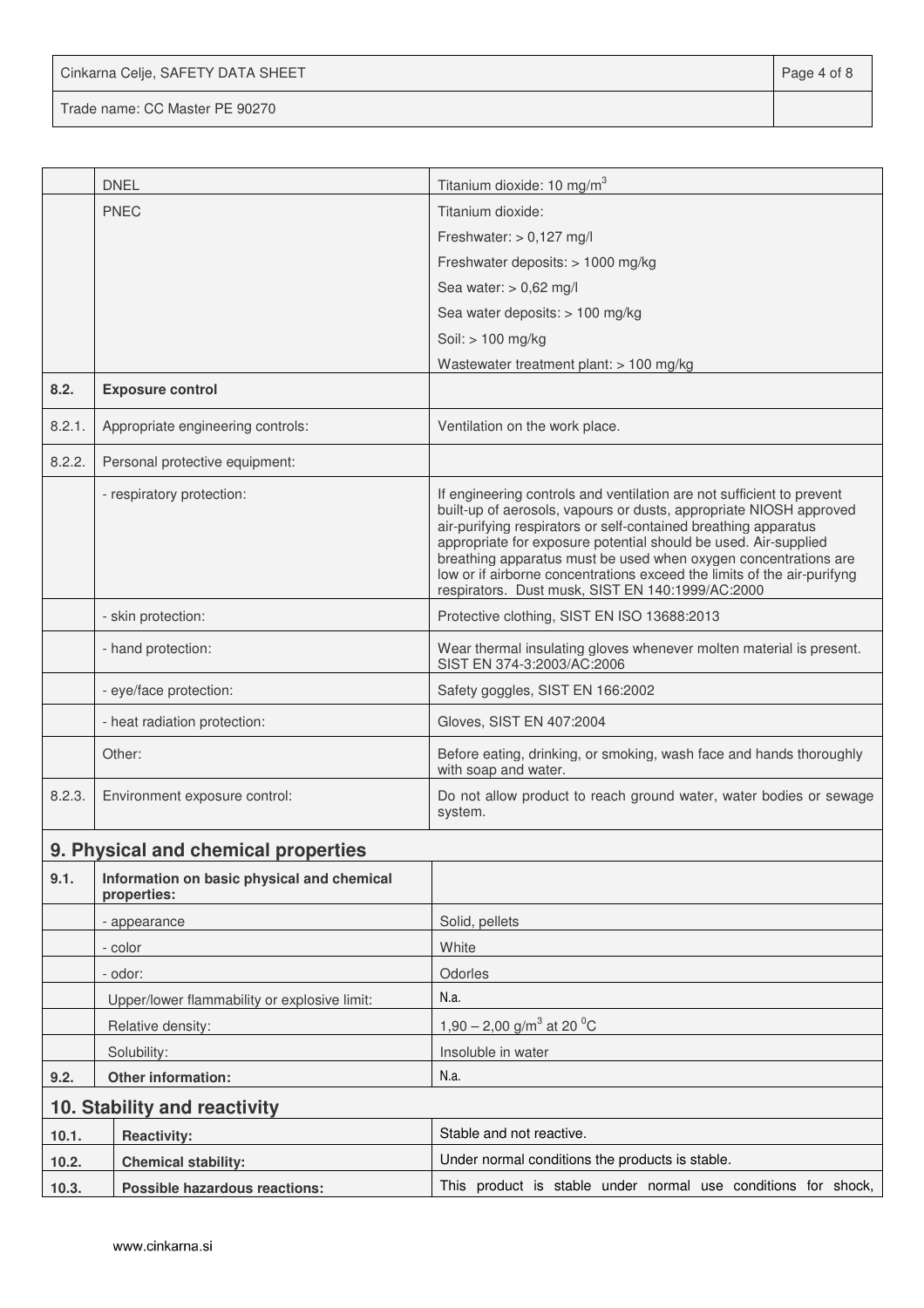| | | |
|---|---|---|
| | DNEL | Titanium dioxide: 10 mg/m$^3$ |
| | PNEC | Titanium dioxide:<br>Freshwater: > 0,127 mg/l<br>Freshwater deposits: > 1000 mg/kg<br>Sea water: > 0,62 mg/l<br>Sea water deposits: > 100 mg/kg<br>Soil: > 100 mg/kg<br>Wastewater treatment plant: > 100 mg/kg |
| **8.2.** | **Exposure control** | |
| 8.2.1. | Appropriate engineering controls: | Ventilation on the work place. |
| 8.2.2. | Personal protective equipment: | |
| | - respiratory protection: | If engineering controls and ventilation are not sufficient to prevent built-up of aerosols, vapours or dusts, appropriate NIOSH approved air-purifying respirators or self-contained breathing apparatus appropriate for exposure potential should be used. Air-supplied breathing apparatus must be used when oxygen concentrations are low or if airborne concentrations exceed the limits of the air-purifyng respirators. Dust musk, SIST EN 140:1999/AC:2000 |
| | - skin protection: | Protective clothing, SIST EN ISO 13688:2013 |
| | - hand protection: | Wear thermal insulating gloves whenever molten material is present. SIST EN 374-3:2003/AC:2006 |
| | - eye/face protection: | Safety goggles, SIST EN 166:2002 |
| | - heat radiation protection: | Gloves, SIST EN 407:2004 |
| | Other: | Before eating, drinking, or smoking, wash face and hands thoroughly with soap and water. |
| 8.2.3. | Environment exposure control: | Do not allow product to reach ground water, water bodies or sewage system. |

## 9. Physical and chemical properties

| | | |
|---|---|---|
| **9.1.** | **Information on basic physical and chemical properties:** | |
| | - appearance | Solid, pellets |
| | - color | White |
| | - odor: | Odorles |
| | Upper/lower flammability or explosive limit: | N.a. |
| | Relative density: | 1,90 – 2,00 g/m$^3$ at 20 $^0$C |
| | Solubility: | Insoluble in water |
| **9.2.** | **Other information:** | N.a. |

## 10. Stability and reactivity

| | | |
|---|---|---|
| **10.1.** | **Reactivity:** | Stable and not reactive. |
| **10.2.** | **Chemical stability:** | Under normal conditions the products is stable. |
| **10.3.** | **Possible hazardous reactions:** | This product is stable under normal use conditions for shock, |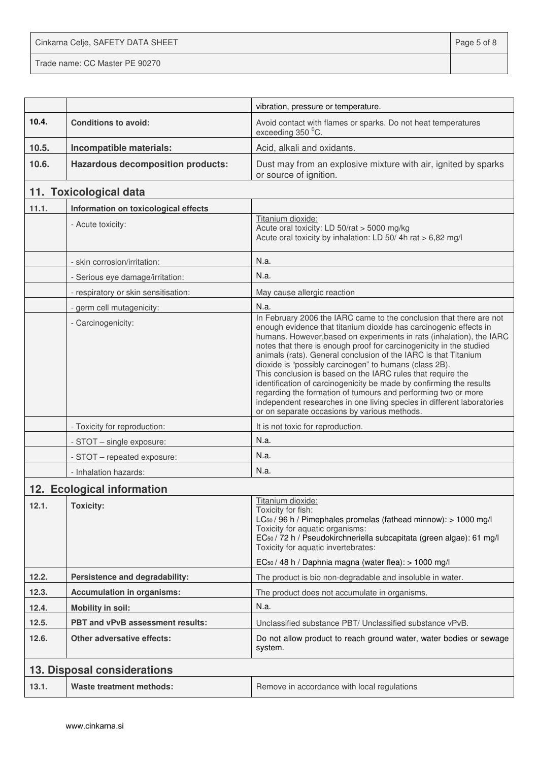| | | |
|---|---|---|
| | | vibration, pressure or temperature. |
| **10.4.** | **Conditions to avoid:** | Avoid contact with flames or sparks. Do not heat temperatures exceeding 350 $^0$C. |
| **10.5.** | **Incompatible materials:** | Acid, alkali and oxidants. |
| **10.6.** | **Hazardous decomposition products:** | Dust may from an explosive mixture with air, ignited by sparks or source of ignition. |

## 11. Toxicological data

| | | |
|---|---|---|
| **11.1.** | **Information on toxicological effects** | |
| | - Acute toxicity: | Titanium dioxide:<br>Acute oral toxicity: LD 50/rat > 5000 mg/kg<br>Acute oral toxicity by inhalation: LD 50/ 4h rat > 6,82 mg/l |
| | - skin corrosion/irritation: | N.a. |
| | - Serious eye damage/irritation: | N.a. |
| | - respiratory or skin sensitisation: | May cause allergic reaction |
| | - germ cell mutagenicity: | N.a. |
| | - Carcinogenicity: | In February 2006 the IARC came to the conclusion that there are not enough evidence that titanium dioxide has carcinogenic effects in humans. However,based on experiments in rats (inhalation), the IARC notes that there is enough proof for carcinogenicity in the studied animals (rats). General conclusion of the IARC is that Titanium dioxide is "possibly carcinogen" to humans (class 2B).<br>This conclusion is based on the IARC rules that require the identification of carcinogenicity be made by confirming the results regarding the formation of tumours and performing two or more independent researches in one living species in different laboratories or on separate occasions by various methods. |
| | - Toxicity for reproduction: | It is not toxic for reproduction. |
| | - STOT – single exposure: | N.a. |
| | - STOT – repeated exposure: | N.a. |
| | - Inhalation hazards: | N.a. |

## 12. Ecological information

| | | |
|---|---|---|
| **12.1.** | **Toxicity:** | Titanium dioxide:<br>Toxicity for fish:<br>$LC_{50}$ / 96 h / Pimephales promelas (fathead minnow): > 1000 mg/l<br>Toxicity for aquatic organisms:<br>$EC_{50}$ / 72 h / Pseudokirchneriella subcapitata (green algae): 61 mg/l<br>Toxicity for aquatic invertebrates:<br>$EC_{50}$ / 48 h / Daphnia magna (water flea): > 1000 mg/l |
| **12.2.** | **Persistence and degradability:** | The product is bio non-degradable and insoluble in water. |
| **12.3.** | **Accumulation in organisms:** | The product does not accumulate in organisms. |
| **12.4.** | **Mobility in soil:** | N.a. |
| **12.5.** | **PBT and vPvB assessment results:** | Unclassified substance PBT/ Unclassified substance vPvB. |
| **12.6.** | **Other adversative effects:** | Do not allow product to reach ground water, water bodies or sewage system. |

## 13. Disposal considerations

| | | |
|---|---|---|
| **13.1.** | **Waste treatment methods:** | Remove in accordance with local regulations |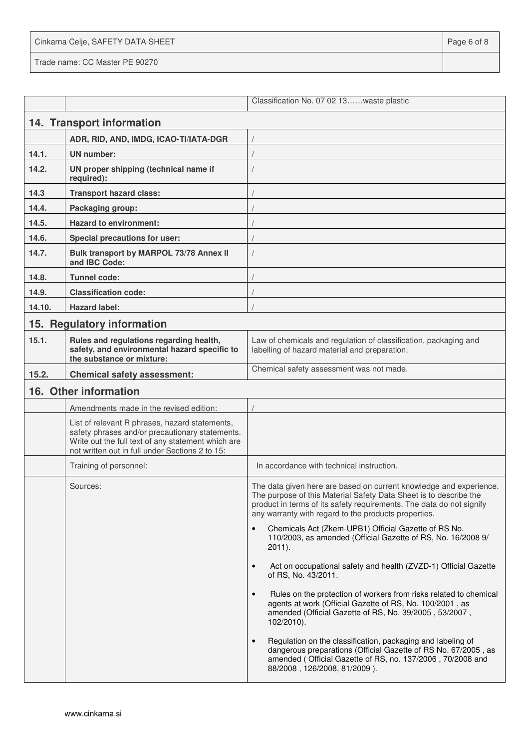| | | Classification No. 07 02 13……waste plastic |
|---|---|---|

## 14. Transport information

| | | |
|---|---|---|
| | **ADR, RID, AND, IMDG, ICAO-TI/IATA-DGR** | / |
| **14.1.** | **UN number:** | / |
| **14.2.** | **UN proper shipping (technical name if required):** | / |
| **14.3** | **Transport hazard class:** | / |
| **14.4.** | **Packaging group:** | / |
| **14.5.** | **Hazard to environment:** | / |
| **14.6.** | **Special precautions for user:** | / |
| **14.7.** | **Bulk transport by MARPOL 73/78 Annex II and IBC Code:** | / |
| **14.8.** | **Tunnel code:** | / |
| **14.9.** | **Classification code:** | / |
| **14.10.** | **Hazard label:** | / |

## 15. Regulatory information

| | | |
|---|---|---|
| **15.1.** | **Rules and regulations regarding health, safety, and environmental hazard specific to the substance or mixture:** | Law of chemicals and regulation of classification, packaging and labelling of hazard material and preparation. |
| **15.2.** | **Chemical safety assessment:** | Chemical safety assessment was not made. |

## 16. Other information

| | | |
|---|---|---|
| | Amendments made in the revised edition: | / |
| | List of relevant R phrases, hazard statements, safety phrases and/or precautionary statements. Write out the full text of any statement which are not written out in full under Sections 2 to 15: | |
| | Training of personnel: | In accordance with technical instruction. |
| | Sources: | The data given here are based on current knowledge and experience. The purpose of this Material Safety Data Sheet is to describe the product in terms of its safety requirements. The data do not signify any warranty with regard to the products properties.<br>• Chemicals Act (Zkem-UPB1) Official Gazette of RS No. 110/2003, as amended (Official Gazette of RS, No. 16/2008 9/ 2011).<br>• Act on occupational safety and health (ZVZD-1) Official Gazette of RS, No. 43/2011.<br>• Rules on the protection of workers from risks related to chemical agents at work (Official Gazette of RS, No. 100/2001 , as amended (Official Gazette of RS, No. 39/2005 , 53/2007 , 102/2010).<br>• Regulation on the classification, packaging and labeling of dangerous preparations (Official Gazette of RS No. 67/2005 , as amended ( Official Gazette of RS, no. 137/2006 , 70/2008 and 88/2008 , 126/2008, 81/2009 ). |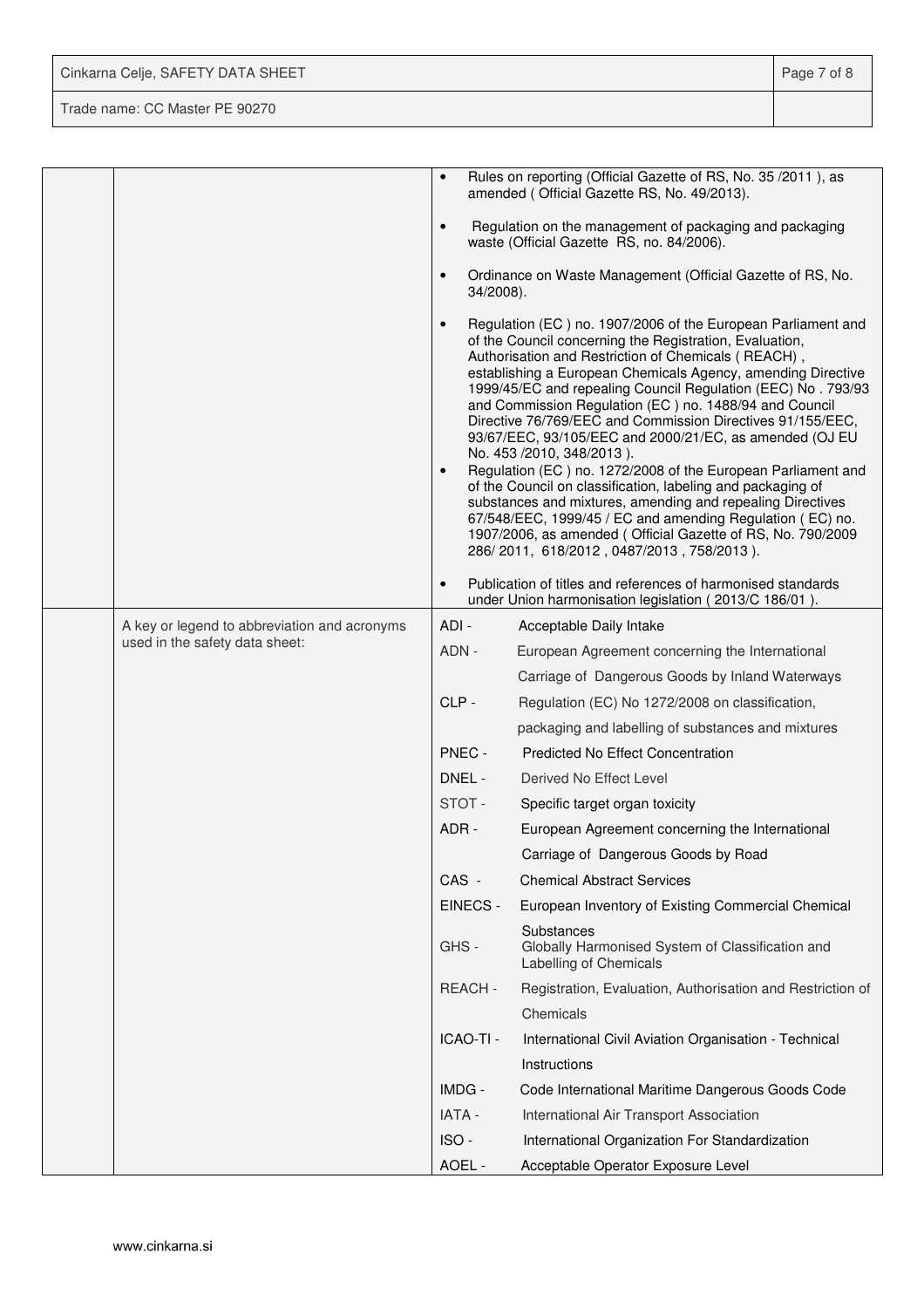| | | |
|---|---|---|
| | | • Rules on reporting (Official Gazette of RS, No. 35 /2011 ), as amended ( Official Gazette RS, No. 49/2013).<br><br>• Regulation on the management of packaging and packaging waste (Official Gazette RS, no. 84/2006).<br><br>• Ordinance on Waste Management (Official Gazette of RS, No. 34/2008).<br><br>• Regulation (EC ) no. 1907/2006 of the European Parliament and of the Council concerning the Registration, Evaluation, Authorisation and Restriction of Chemicals ( REACH) , establishing a European Chemicals Agency, amending Directive 1999/45/EC and repealing Council Regulation (EEC) No . 793/93 and Commission Regulation (EC ) no. 1488/94 and Council Directive 76/769/EEC and Commission Directives 91/155/EEC, 93/67/EEC, 93/105/EEC and 2000/21/EC, as amended (OJ EU No. 453 /2010, 348/2013 ).<br>• Regulation (EC ) no. 1272/2008 of the European Parliament and of the Council on classification, labeling and packaging of substances and mixtures, amending and repealing Directives 67/548/EEC, 1999/45 / EC and amending Regulation ( EC) no. 1907/2006, as amended ( Official Gazette of RS, No. 790/2009 286/ 2011, 618/2012 , 0487/2013 , 758/2013 ).<br><br>• Publication of titles and references of harmonised standards under Union harmonisation legislation ( 2013/C 186/01 ). |
| | A key or legend to abbreviation and acronyms used in the safety data sheet: | ADI - Acceptable Daily Intake<br>ADN - European Agreement concerning the International Carriage of Dangerous Goods by Inland Waterways<br>CLP - Regulation (EC) No 1272/2008 on classification, packaging and labelling of substances and mixtures<br>PNEC - Predicted No Effect Concentration<br>DNEL - Derived No Effect Level<br>STOT - Specific target organ toxicity<br>ADR - European Agreement concerning the International Carriage of Dangerous Goods by Road<br>CAS - Chemical Abstract Services<br>EINECS - European Inventory of Existing Commercial Chemical Substances<br>GHS - Globally Harmonised System of Classification and Labelling of Chemicals<br>REACH - Registration, Evaluation, Authorisation and Restriction of Chemicals<br>ICAO-TI - International Civil Aviation Organisation - Technical Instructions<br>IMDG - Code International Maritime Dangerous Goods Code<br>IATA - International Air Transport Association<br>ISO - International Organization For Standardization<br>AOEL - Acceptable Operator Exposure Level |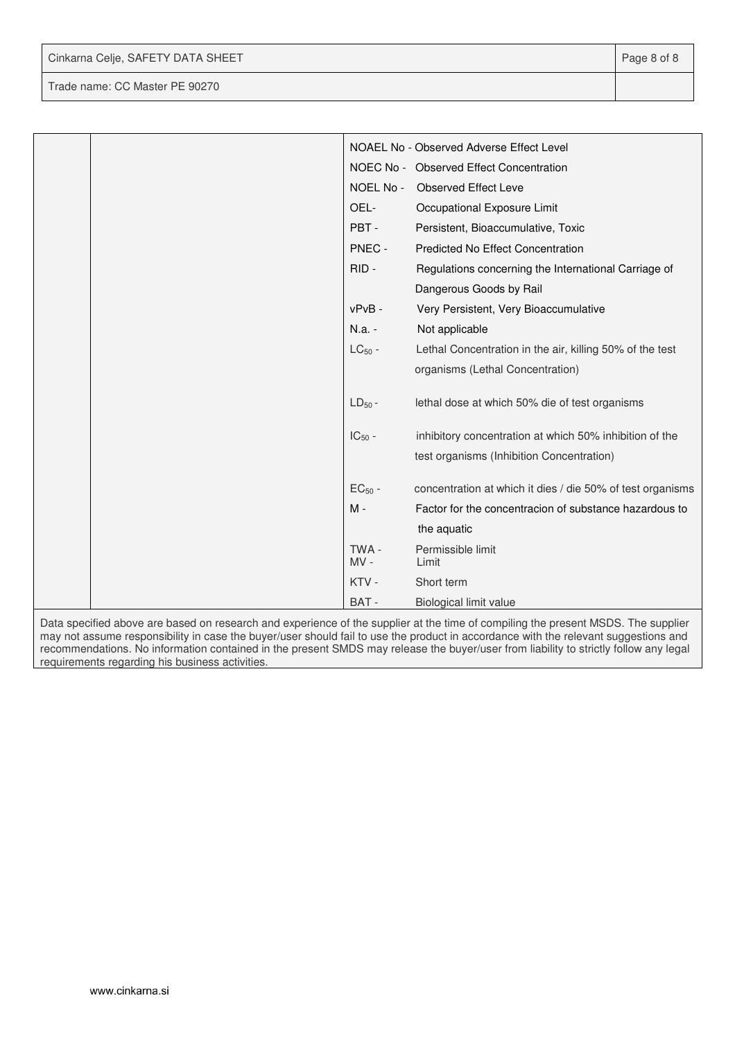| | | | |
|---|---|---|---|
| | | NOAEL No - Observed Adverse Effect Level | |
| | | NOEC No - | Observed Effect Concentration |
| | | NOEL No - | Observed Effect Leve |
| | | OEL- | Occupational Exposure Limit |
| | | PBT - | Persistent, Bioaccumulative, Toxic |
| | | PNEC - | Predicted No Effect Concentration |
| | | RID - | Regulations concerning the International Carriage of Dangerous Goods by Rail |
| | | vPvB - | Very Persistent, Very Bioaccumulative |
| | | N.a. - | Not applicable |
| | | $LC_{50}$ - | Lethal Concentration in the air, killing 50% of the test organisms (Lethal Concentration) |
| | | $LD_{50}$ - | lethal dose at which 50% die of test organisms |
| | | $IC_{50}$ - | inhibitory concentration at which 50% inhibition of the test organisms (Inhibition Concentration) |
| | | $EC_{50}$ - | concentration at which it dies / die 50% of test organisms |
| | | M - | Factor for the concentracion of substance hazardous to the aquatic |
| | | TWA - MV - | Permissible limit Limit |
| | | KTV - | Short term |
| | | BAT - | Biological limit value |

Data specified above are based on research and experience of the supplier at the time of compiling the present MSDS. The supplier may not assume responsibility in case the buyer/user should fail to use the product in accordance with the relevant suggestions and recommendations. No information contained in the present SMDS may release the buyer/user from liability to strictly follow any legal requirements regarding his business activities.